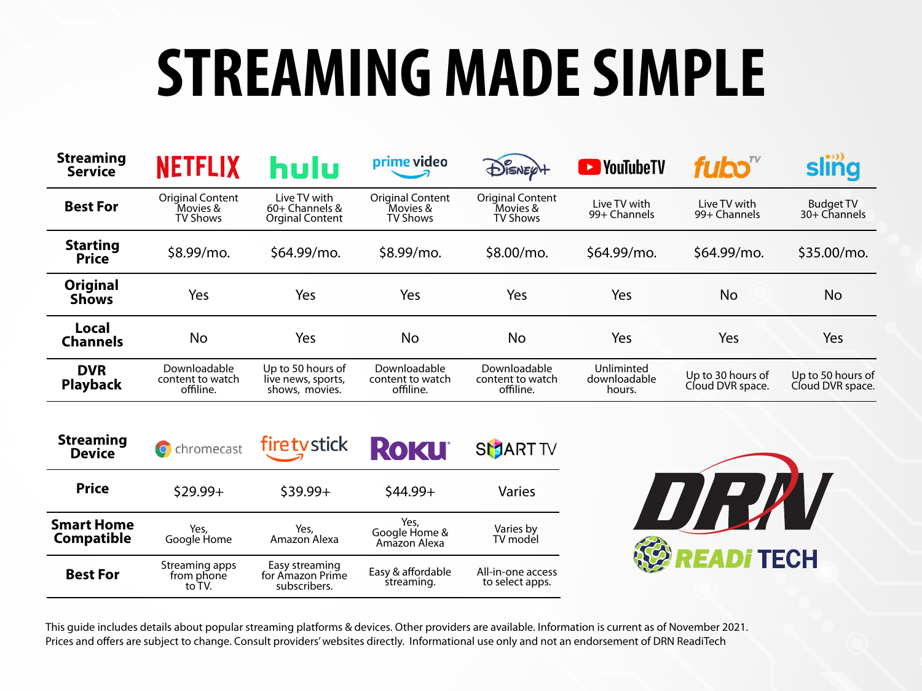# STREAMING MADE SIMPLE

| Streaming Service | NETFLIX | hulu | prime video | Disney+ | YouTubeTV | fuboTV | sling |
|---|---|---|---|---|---|---|---|
| **Best For** | Original Content Movies & TV Shows | Live TV with 60+ Channels & Orginal Content | Original Content Movies & TV Shows | Original Content Movies & TV Shows | Live TV with 99+ Channels | Live TV with 99+ Channels | Budget TV 30+ Channels |
| **Starting Price** | $8.99/mo. | $64.99/mo. | $8.99/mo. | $8.00/mo. | $64.99/mo. | $64.99/mo. | $35.00/mo. |
| **Original Shows** | Yes | Yes | Yes | Yes | Yes | No | No |
| **Local Channels** | No | Yes | No | No | Yes | Yes | Yes |
| **DVR Playback** | Downloadable content to watch offiline. | Up to 50 hours of live news, sports, shows, movies. | Downloadable content to watch offiline. | Downloadable content to watch offiline. | Unliminted downloadable hours. | Up to 30 hours of Cloud DVR space. | Up to 50 hours of Cloud DVR space. |

| Streaming Device | chromecast | fire tv stick | ROKU | SMART TV |
|---|---|---|---|---|
| **Price** | $29.99+ | $39.99+ | $44.99+ | Varies |
| **Smart Home Compatible** | Yes, Google Home | Yes, Amazon Alexa | Yes, Google Home & Amazon Alexa | Varies by TV model |
| **Best For** | Streaming apps from phone to TV. | Easy streaming for Amazon Prime subscribers. | Easy & affordable streaming. | All-in-one access to select apps. |

DRN READi TECH

This guide includes details about popular streaming platforms & devices. Other providers are available. Information is current as of November 2021. Prices and offers are subject to change. Consult providers' websites directly. Informational use only and not an endorsement of DRN ReadiTech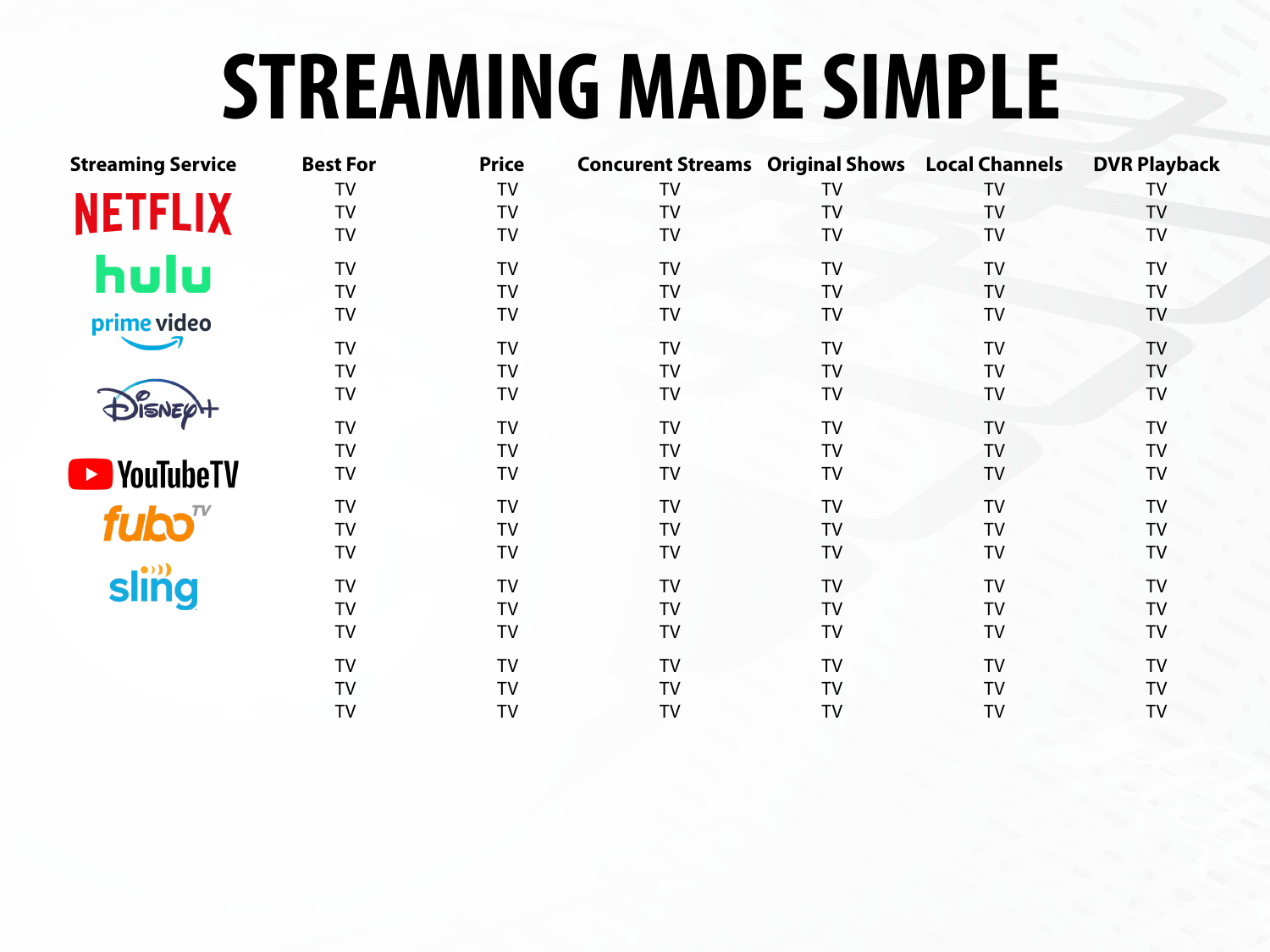# STREAMING MADE SIMPLE

| Streaming Service | Best For | Price | Concurent Streams | Original Shows | Local Channels | DVR Playback |
|---|---|---|---|---|---|---|
| NETFLIX | TV | TV | TV | TV | TV | TV |
| | TV | TV | TV | TV | TV | TV |
| | TV | TV | TV | TV | TV | TV |
| hulu | TV | TV | TV | TV | TV | TV |
| | TV | TV | TV | TV | TV | TV |
| | TV | TV | TV | TV | TV | TV |
| prime video | TV | TV | TV | TV | TV | TV |
| | TV | TV | TV | TV | TV | TV |
| | TV | TV | TV | TV | TV | TV |
| Disney+ | TV | TV | TV | TV | TV | TV |
| | TV | TV | TV | TV | TV | TV |
| | TV | TV | TV | TV | TV | TV |
| YouTubeTV | TV | TV | TV | TV | TV | TV |
| | TV | TV | TV | TV | TV | TV |
| | TV | TV | TV | TV | TV | TV |
| fubo TV | TV | TV | TV | TV | TV | TV |
| | TV | TV | TV | TV | TV | TV |
| | TV | TV | TV | TV | TV | TV |
| sling | TV | TV | TV | TV | TV | TV |
| | TV | TV | TV | TV | TV | TV |
| | TV | TV | TV | TV | TV | TV |